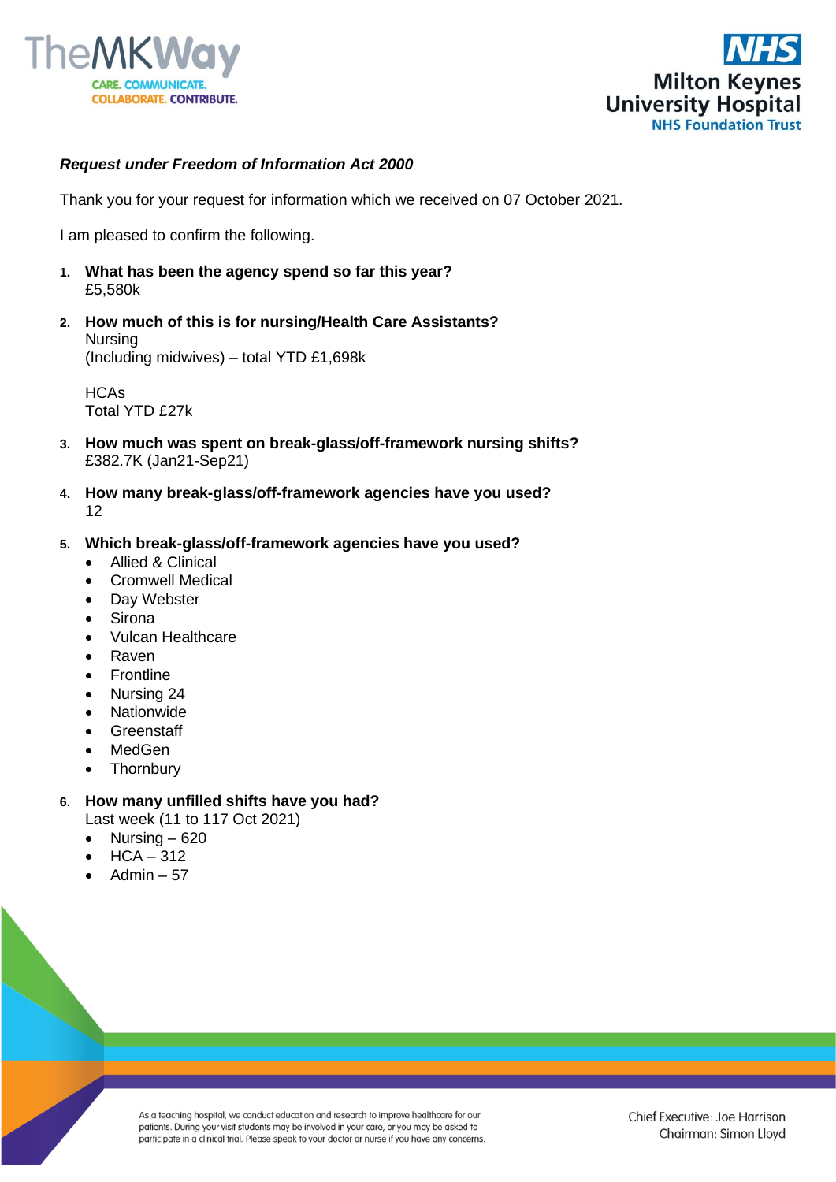*Request under Freedom of Information Act 2000*

Thank you for your request for information which we received on 07 October 2021.

I am pleased to confirm the following.

1. **What has been the agency spend so far this year?**
   £5,580k

2. **How much of this is for nursing/Health Care Assistants?**
   Nursing
   (Including midwives) – total YTD £1,698k

   HCAs
   Total YTD £27k

3. **How much was spent on break-glass/off-framework nursing shifts?**
   £382.7K (Jan21-Sep21)

4. **How many break-glass/off-framework agencies have you used?**
   12

5. **Which break-glass/off-framework agencies have you used?**
   - Allied & Clinical
   - Cromwell Medical
   - Day Webster
   - Sirona
   - Vulcan Healthcare
   - Raven
   - Frontline
   - Nursing 24
   - Nationwide
   - Greenstaff
   - MedGen
   - Thornbury

6. **How many unfilled shifts have you had?**
   Last week (11 to 117 Oct 2021)
   - Nursing – 620
   - HCA – 312
   - Admin – 57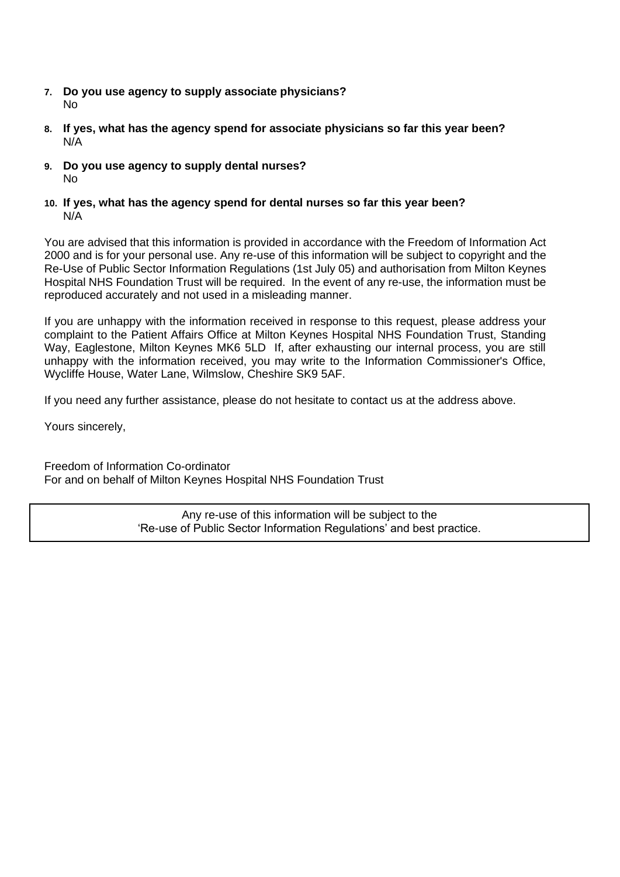7. **Do you use agency to supply associate physicians?**
   No

8. **If yes, what has the agency spend for associate physicians so far this year been?**
   N/A

9. **Do you use agency to supply dental nurses?**
   No

10. **If yes, what has the agency spend for dental nurses so far this year been?**
    N/A

You are advised that this information is provided in accordance with the Freedom of Information Act 2000 and is for your personal use. Any re-use of this information will be subject to copyright and the Re-Use of Public Sector Information Regulations (1st July 05) and authorisation from Milton Keynes Hospital NHS Foundation Trust will be required. In the event of any re-use, the information must be reproduced accurately and not used in a misleading manner.

If you are unhappy with the information received in response to this request, please address your complaint to the Patient Affairs Office at Milton Keynes Hospital NHS Foundation Trust, Standing Way, Eaglestone, Milton Keynes MK6 5LD If, after exhausting our internal process, you are still unhappy with the information received, you may write to the Information Commissioner's Office, Wycliffe House, Water Lane, Wilmslow, Cheshire SK9 5AF.

If you need any further assistance, please do not hesitate to contact us at the address above.

Yours sincerely,

Freedom of Information Co-ordinator
For and on behalf of Milton Keynes Hospital NHS Foundation Trust

Any re-use of this information will be subject to the
'Re-use of Public Sector Information Regulations' and best practice.